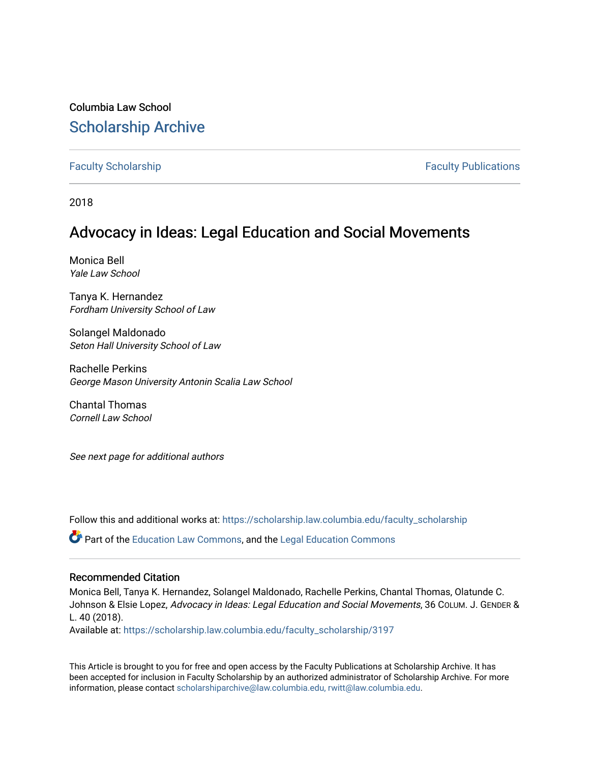Columbia Law School

# Scholarship Archive

Faculty Scholarship | Faculty Publications

2018

## Advocacy in Ideas: Legal Education and Social Movements

Monica Bell
*Yale Law School*

Tanya K. Hernandez
*Fordham University School of Law*

Solangel Maldonado
*Seton Hall University School of Law*

Rachelle Perkins
*George Mason University Antonin Scalia Law School*

Chantal Thomas
*Cornell Law School*

*See next page for additional authors*

Follow this and additional works at: https://scholarship.law.columbia.edu/faculty_scholarship

Part of the Education Law Commons, and the Legal Education Commons

### Recommended Citation

Monica Bell, Tanya K. Hernandez, Solangel Maldonado, Rachelle Perkins, Chantal Thomas, Olatunde C. Johnson & Elsie Lopez, *Advocacy in Ideas: Legal Education and Social Movements*, 36 COLUM. J. GENDER & L. 40 (2018).
Available at: https://scholarship.law.columbia.edu/faculty_scholarship/3197

This Article is brought to you for free and open access by the Faculty Publications at Scholarship Archive. It has been accepted for inclusion in Faculty Scholarship by an authorized administrator of Scholarship Archive. For more information, please contact scholarshiparchive@law.columbia.edu, rwitt@law.columbia.edu.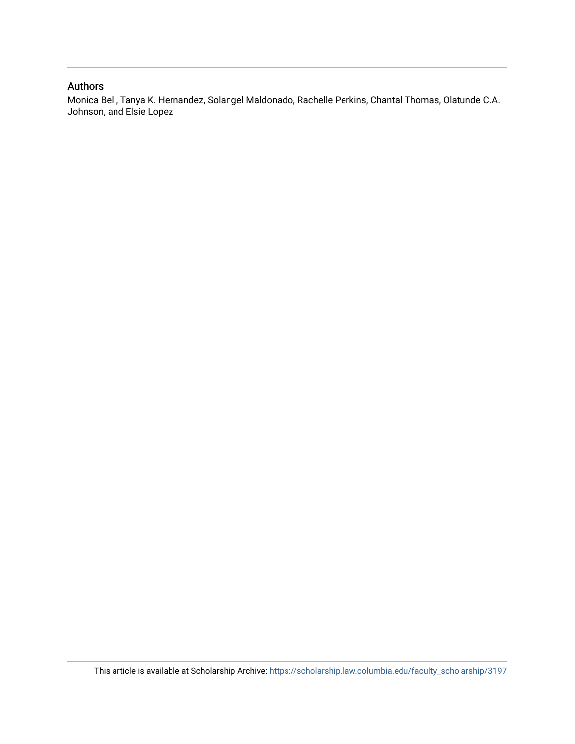## Authors

Monica Bell, Tanya K. Hernandez, Solangel Maldonado, Rachelle Perkins, Chantal Thomas, Olatunde C.A. Johnson, and Elsie Lopez

This article is available at Scholarship Archive: https://scholarship.law.columbia.edu/faculty_scholarship/3197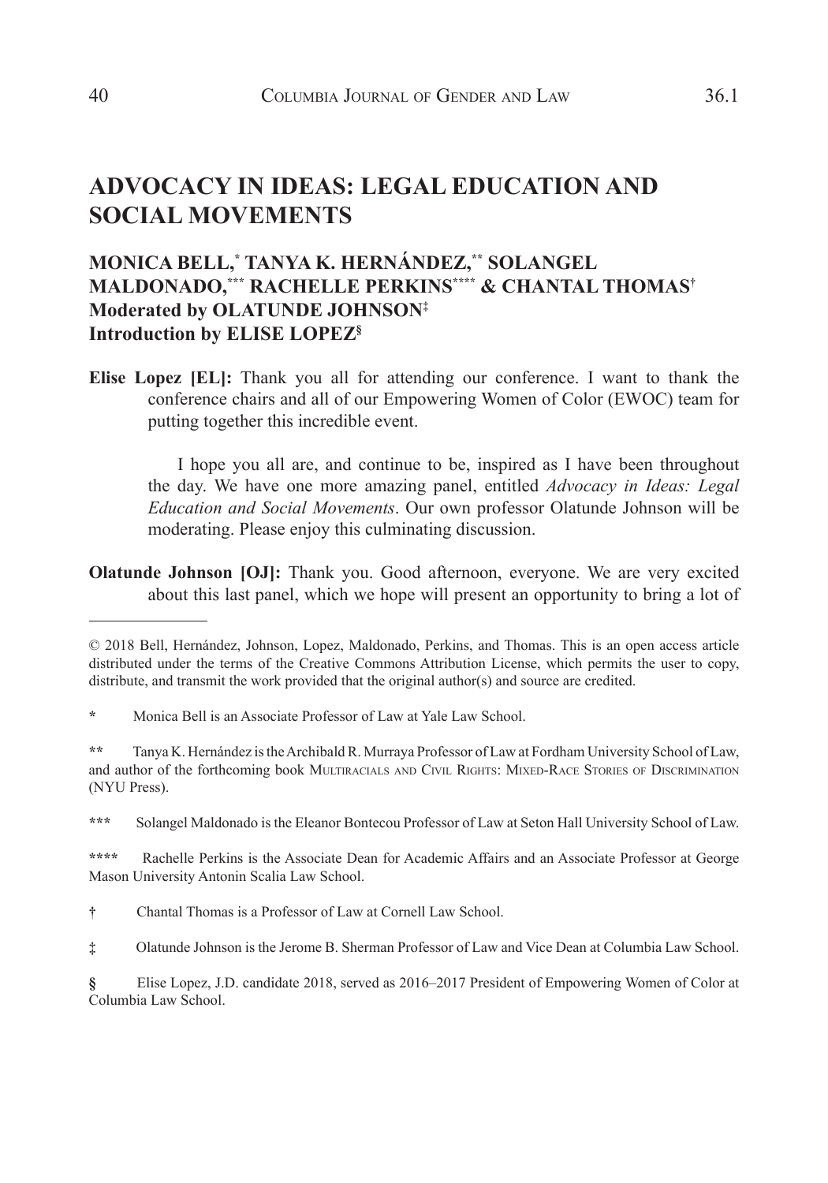# ADVOCACY IN IDEAS: LEGAL EDUCATION AND SOCIAL MOVEMENTS

## MONICA BELL,* TANYA K. HERNÁNDEZ,** SOLANGEL MALDONADO,*** RACHELLE PERKINS**** & CHANTAL THOMAS† Moderated by OLATUNDE JOHNSON‡ Introduction by ELISE LOPEZ§

**Elise Lopez [EL]:** Thank you all for attending our conference. I want to thank the conference chairs and all of our Empowering Women of Color (EWOC) team for putting together this incredible event.

I hope you all are, and continue to be, inspired as I have been throughout the day. We have one more amazing panel, entitled *Advocacy in Ideas: Legal Education and Social Movements*. Our own professor Olatunde Johnson will be moderating. Please enjoy this culminating discussion.

**Olatunde Johnson [OJ]:** Thank you. Good afternoon, everyone. We are very excited about this last panel, which we hope will present an opportunity to bring a lot of

---

© 2018 Bell, Hernández, Johnson, Lopez, Maldonado, Perkins, and Thomas. This is an open access article distributed under the terms of the Creative Commons Attribution License, which permits the user to copy, distribute, and transmit the work provided that the original author(s) and source are credited.

\* Monica Bell is an Associate Professor of Law at Yale Law School.

\** Tanya K. Hernández is the Archibald R. Murraya Professor of Law at Fordham University School of Law, and author of the forthcoming book MULTIRACIALS AND CIVIL RIGHTS: MIXED-RACE STORIES OF DISCRIMINATION (NYU Press).

\*** Solangel Maldonado is the Eleanor Bontecou Professor of Law at Seton Hall University School of Law.

\**** Rachelle Perkins is the Associate Dean for Academic Affairs and an Associate Professor at George Mason University Antonin Scalia Law School.

† Chantal Thomas is a Professor of Law at Cornell Law School.

‡ Olatunde Johnson is the Jerome B. Sherman Professor of Law and Vice Dean at Columbia Law School.

§ Elise Lopez, J.D. candidate 2018, served as 2016–2017 President of Empowering Women of Color at Columbia Law School.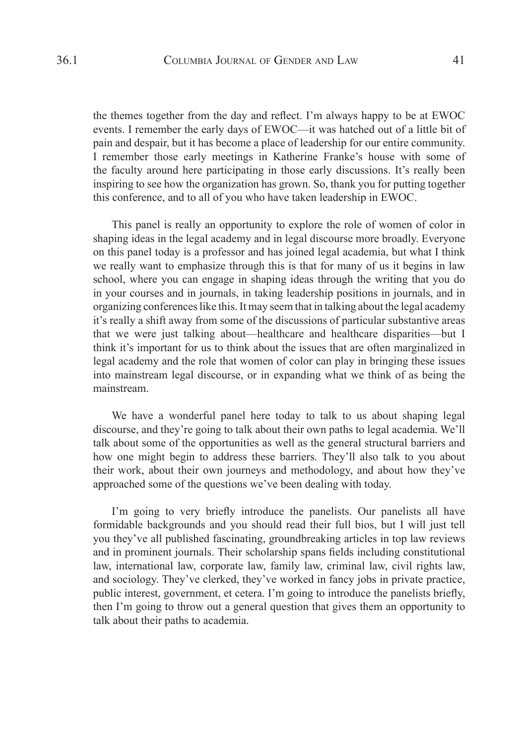the themes together from the day and reflect. I'm always happy to be at EWOC events. I remember the early days of EWOC—it was hatched out of a little bit of pain and despair, but it has become a place of leadership for our entire community. I remember those early meetings in Katherine Franke's house with some of the faculty around here participating in those early discussions. It's really been inspiring to see how the organization has grown. So, thank you for putting together this conference, and to all of you who have taken leadership in EWOC.

This panel is really an opportunity to explore the role of women of color in shaping ideas in the legal academy and in legal discourse more broadly. Everyone on this panel today is a professor and has joined legal academia, but what I think we really want to emphasize through this is that for many of us it begins in law school, where you can engage in shaping ideas through the writing that you do in your courses and in journals, in taking leadership positions in journals, and in organizing conferences like this. It may seem that in talking about the legal academy it's really a shift away from some of the discussions of particular substantive areas that we were just talking about—healthcare and healthcare disparities—but I think it's important for us to think about the issues that are often marginalized in legal academy and the role that women of color can play in bringing these issues into mainstream legal discourse, or in expanding what we think of as being the mainstream.

We have a wonderful panel here today to talk to us about shaping legal discourse, and they're going to talk about their own paths to legal academia. We'll talk about some of the opportunities as well as the general structural barriers and how one might begin to address these barriers. They'll also talk to you about their work, about their own journeys and methodology, and about how they've approached some of the questions we've been dealing with today.

I'm going to very briefly introduce the panelists. Our panelists all have formidable backgrounds and you should read their full bios, but I will just tell you they've all published fascinating, groundbreaking articles in top law reviews and in prominent journals. Their scholarship spans fields including constitutional law, international law, corporate law, family law, criminal law, civil rights law, and sociology. They've clerked, they've worked in fancy jobs in private practice, public interest, government, et cetera. I'm going to introduce the panelists briefly, then I'm going to throw out a general question that gives them an opportunity to talk about their paths to academia.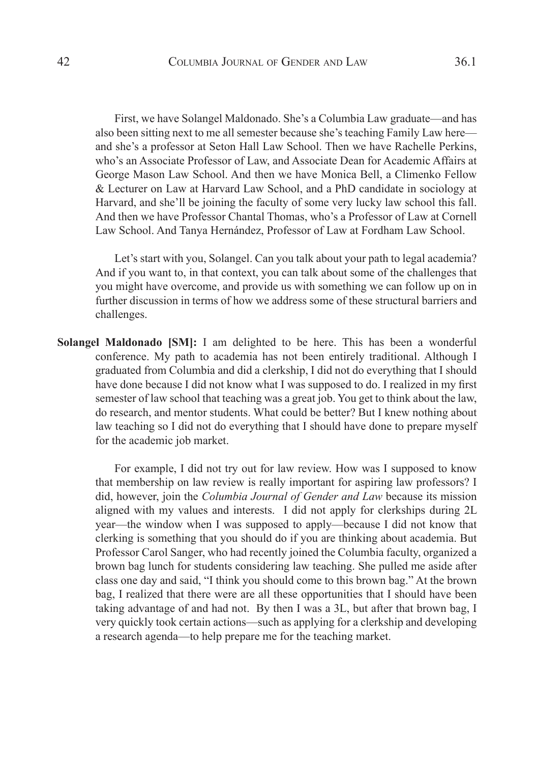First, we have Solangel Maldonado. She's a Columbia Law graduate—and has also been sitting next to me all semester because she's teaching Family Law here—and she's a professor at Seton Hall Law School. Then we have Rachelle Perkins, who's an Associate Professor of Law, and Associate Dean for Academic Affairs at George Mason Law School. And then we have Monica Bell, a Climenko Fellow & Lecturer on Law at Harvard Law School, and a PhD candidate in sociology at Harvard, and she'll be joining the faculty of some very lucky law school this fall. And then we have Professor Chantal Thomas, who's a Professor of Law at Cornell Law School. And Tanya Hernández, Professor of Law at Fordham Law School.

Let's start with you, Solangel. Can you talk about your path to legal academia? And if you want to, in that context, you can talk about some of the challenges that you might have overcome, and provide us with something we can follow up on in further discussion in terms of how we address some of these structural barriers and challenges.

**Solangel Maldonado [SM]:** I am delighted to be here. This has been a wonderful conference. My path to academia has not been entirely traditional. Although I graduated from Columbia and did a clerkship, I did not do everything that I should have done because I did not know what I was supposed to do. I realized in my first semester of law school that teaching was a great job. You get to think about the law, do research, and mentor students. What could be better? But I knew nothing about law teaching so I did not do everything that I should have done to prepare myself for the academic job market.

For example, I did not try out for law review. How was I supposed to know that membership on law review is really important for aspiring law professors? I did, however, join the *Columbia Journal of Gender and Law* because its mission aligned with my values and interests. I did not apply for clerkships during 2L year—the window when I was supposed to apply—because I did not know that clerking is something that you should do if you are thinking about academia. But Professor Carol Sanger, who had recently joined the Columbia faculty, organized a brown bag lunch for students considering law teaching. She pulled me aside after class one day and said, "I think you should come to this brown bag." At the brown bag, I realized that there were are all these opportunities that I should have been taking advantage of and had not. By then I was a 3L, but after that brown bag, I very quickly took certain actions—such as applying for a clerkship and developing a research agenda—to help prepare me for the teaching market.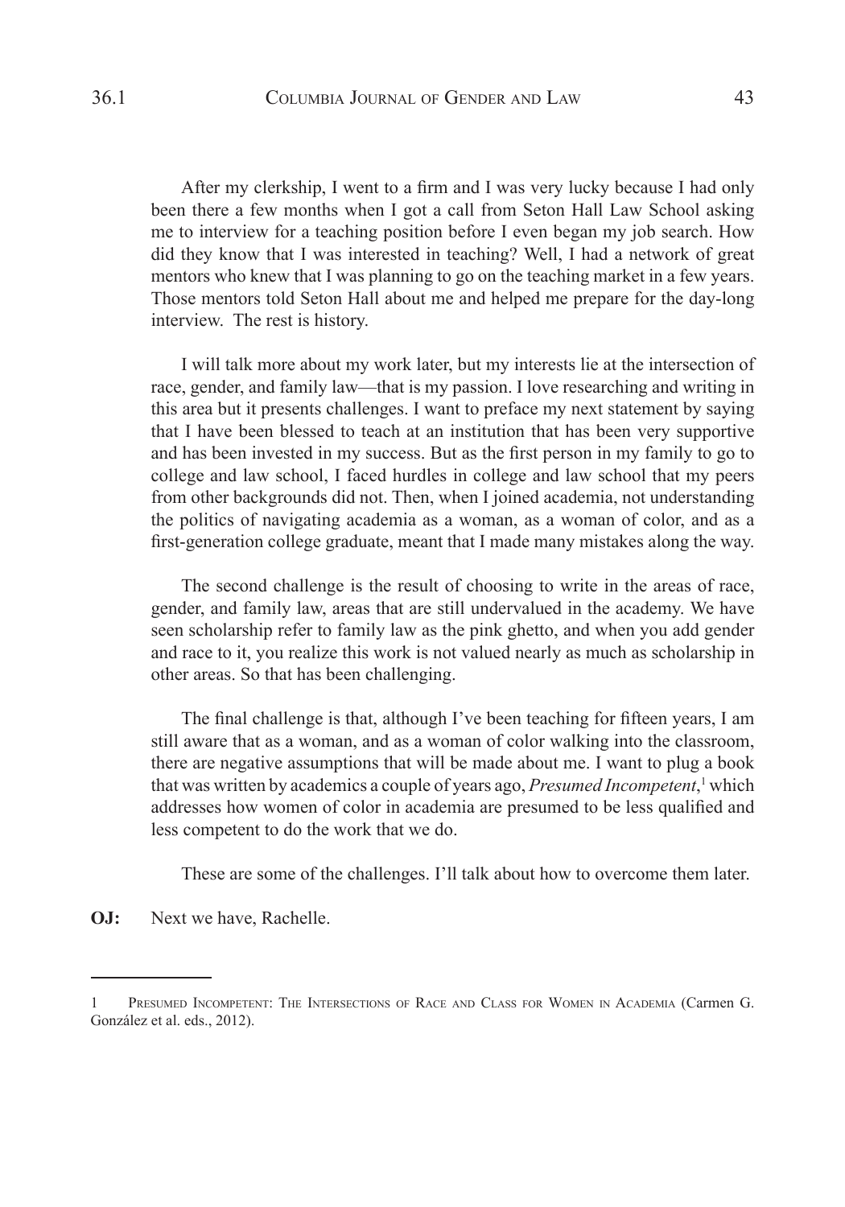After my clerkship, I went to a firm and I was very lucky because I had only been there a few months when I got a call from Seton Hall Law School asking me to interview for a teaching position before I even began my job search. How did they know that I was interested in teaching? Well, I had a network of great mentors who knew that I was planning to go on the teaching market in a few years. Those mentors told Seton Hall about me and helped me prepare for the day-long interview. The rest is history.

I will talk more about my work later, but my interests lie at the intersection of race, gender, and family law—that is my passion. I love researching and writing in this area but it presents challenges. I want to preface my next statement by saying that I have been blessed to teach at an institution that has been very supportive and has been invested in my success. But as the first person in my family to go to college and law school, I faced hurdles in college and law school that my peers from other backgrounds did not. Then, when I joined academia, not understanding the politics of navigating academia as a woman, as a woman of color, and as a first-generation college graduate, meant that I made many mistakes along the way.

The second challenge is the result of choosing to write in the areas of race, gender, and family law, areas that are still undervalued in the academy. We have seen scholarship refer to family law as the pink ghetto, and when you add gender and race to it, you realize this work is not valued nearly as much as scholarship in other areas. So that has been challenging.

The final challenge is that, although I've been teaching for fifteen years, I am still aware that as a woman, and as a woman of color walking into the classroom, there are negative assumptions that will be made about me. I want to plug a book that was written by academics a couple of years ago, *Presumed Incompetent*,[1] which addresses how women of color in academia are presumed to be less qualified and less competent to do the work that we do.

These are some of the challenges. I'll talk about how to overcome them later.

**OJ:** Next we have, Rachelle.

---

1 Presumed Incompetent: The Intersections of Race and Class for Women in Academia (Carmen G. González et al. eds., 2012).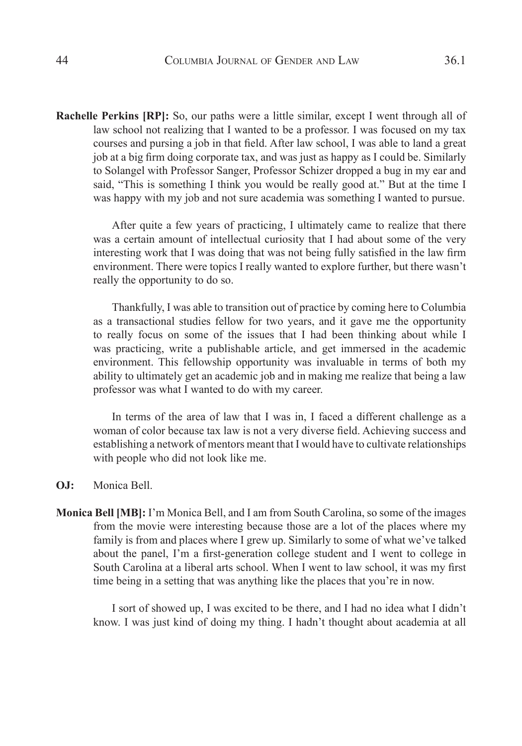**Rachelle Perkins [RP]:** So, our paths were a little similar, except I went through all of law school not realizing that I wanted to be a professor. I was focused on my tax courses and pursing a job in that field. After law school, I was able to land a great job at a big firm doing corporate tax, and was just as happy as I could be. Similarly to Solangel with Professor Sanger, Professor Schizer dropped a bug in my ear and said, "This is something I think you would be really good at." But at the time I was happy with my job and not sure academia was something I wanted to pursue.

After quite a few years of practicing, I ultimately came to realize that there was a certain amount of intellectual curiosity that I had about some of the very interesting work that I was doing that was not being fully satisfied in the law firm environment. There were topics I really wanted to explore further, but there wasn't really the opportunity to do so.

Thankfully, I was able to transition out of practice by coming here to Columbia as a transactional studies fellow for two years, and it gave me the opportunity to really focus on some of the issues that I had been thinking about while I was practicing, write a publishable article, and get immersed in the academic environment. This fellowship opportunity was invaluable in terms of both my ability to ultimately get an academic job and in making me realize that being a law professor was what I wanted to do with my career.

In terms of the area of law that I was in, I faced a different challenge as a woman of color because tax law is not a very diverse field. Achieving success and establishing a network of mentors meant that I would have to cultivate relationships with people who did not look like me.

**OJ:** Monica Bell.

**Monica Bell [MB]:** I'm Monica Bell, and I am from South Carolina, so some of the images from the movie were interesting because those are a lot of the places where my family is from and places where I grew up. Similarly to some of what we've talked about the panel, I'm a first-generation college student and I went to college in South Carolina at a liberal arts school. When I went to law school, it was my first time being in a setting that was anything like the places that you're in now.

I sort of showed up, I was excited to be there, and I had no idea what I didn't know. I was just kind of doing my thing. I hadn't thought about academia at all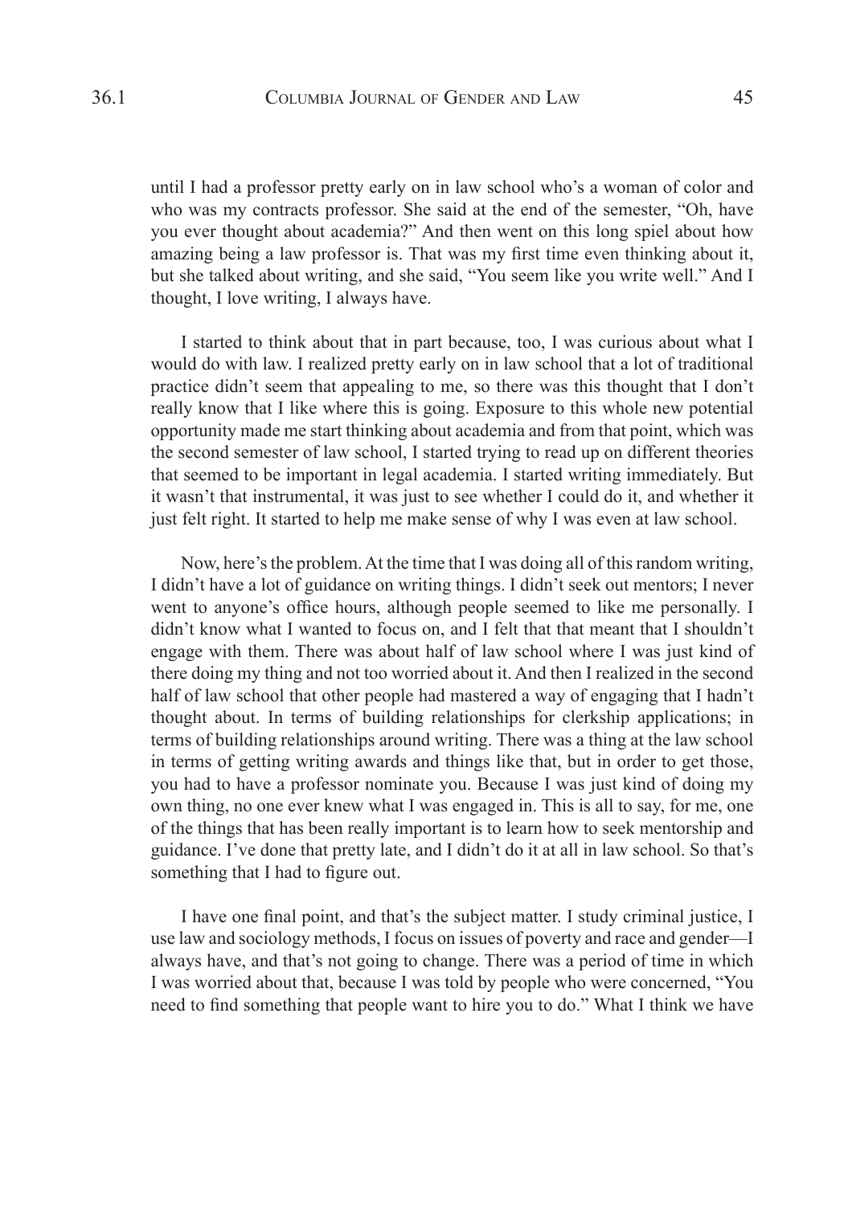until I had a professor pretty early on in law school who's a woman of color and who was my contracts professor. She said at the end of the semester, "Oh, have you ever thought about academia?" And then went on this long spiel about how amazing being a law professor is. That was my first time even thinking about it, but she talked about writing, and she said, "You seem like you write well." And I thought, I love writing, I always have.

I started to think about that in part because, too, I was curious about what I would do with law. I realized pretty early on in law school that a lot of traditional practice didn't seem that appealing to me, so there was this thought that I don't really know that I like where this is going. Exposure to this whole new potential opportunity made me start thinking about academia and from that point, which was the second semester of law school, I started trying to read up on different theories that seemed to be important in legal academia. I started writing immediately. But it wasn't that instrumental, it was just to see whether I could do it, and whether it just felt right. It started to help me make sense of why I was even at law school.

Now, here's the problem. At the time that I was doing all of this random writing, I didn't have a lot of guidance on writing things. I didn't seek out mentors; I never went to anyone's office hours, although people seemed to like me personally. I didn't know what I wanted to focus on, and I felt that that meant that I shouldn't engage with them. There was about half of law school where I was just kind of there doing my thing and not too worried about it. And then I realized in the second half of law school that other people had mastered a way of engaging that I hadn't thought about. In terms of building relationships for clerkship applications; in terms of building relationships around writing. There was a thing at the law school in terms of getting writing awards and things like that, but in order to get those, you had to have a professor nominate you. Because I was just kind of doing my own thing, no one ever knew what I was engaged in. This is all to say, for me, one of the things that has been really important is to learn how to seek mentorship and guidance. I've done that pretty late, and I didn't do it at all in law school. So that's something that I had to figure out.

I have one final point, and that's the subject matter. I study criminal justice, I use law and sociology methods, I focus on issues of poverty and race and gender—I always have, and that's not going to change. There was a period of time in which I was worried about that, because I was told by people who were concerned, "You need to find something that people want to hire you to do." What I think we have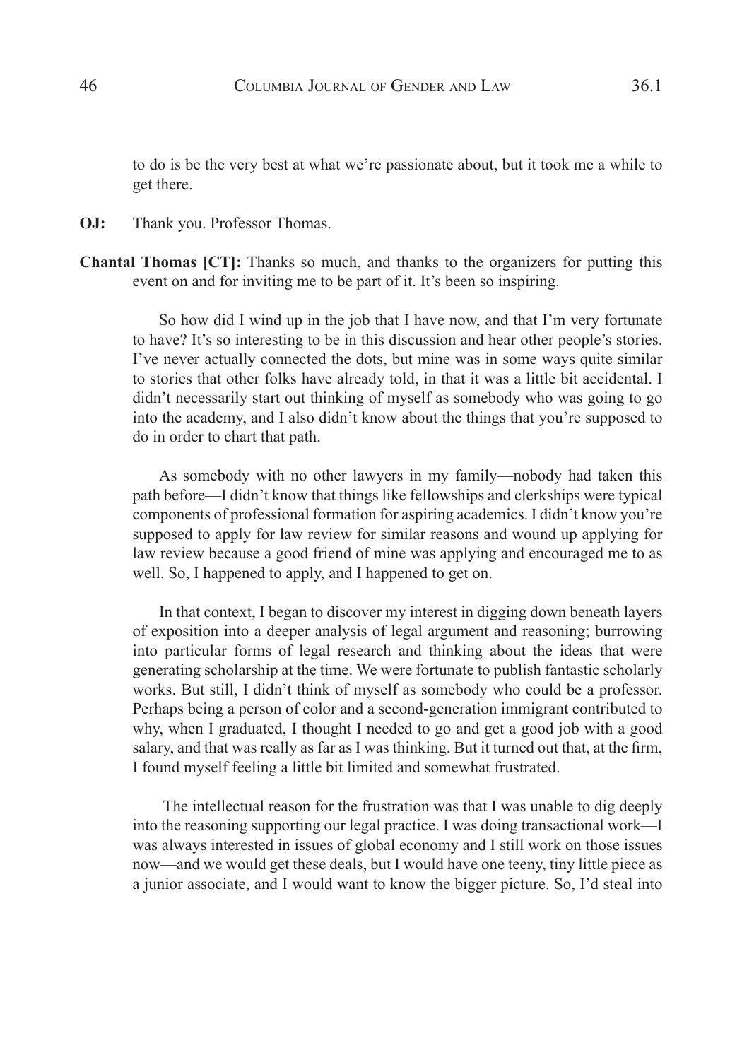to do is be the very best at what we're passionate about, but it took me a while to get there.

**OJ:** Thank you. Professor Thomas.

**Chantal Thomas [CT]:** Thanks so much, and thanks to the organizers for putting this event on and for inviting me to be part of it. It's been so inspiring.

So how did I wind up in the job that I have now, and that I'm very fortunate to have? It's so interesting to be in this discussion and hear other people's stories. I've never actually connected the dots, but mine was in some ways quite similar to stories that other folks have already told, in that it was a little bit accidental. I didn't necessarily start out thinking of myself as somebody who was going to go into the academy, and I also didn't know about the things that you're supposed to do in order to chart that path.

As somebody with no other lawyers in my family—nobody had taken this path before—I didn't know that things like fellowships and clerkships were typical components of professional formation for aspiring academics. I didn't know you're supposed to apply for law review for similar reasons and wound up applying for law review because a good friend of mine was applying and encouraged me to as well. So, I happened to apply, and I happened to get on.

In that context, I began to discover my interest in digging down beneath layers of exposition into a deeper analysis of legal argument and reasoning; burrowing into particular forms of legal research and thinking about the ideas that were generating scholarship at the time. We were fortunate to publish fantastic scholarly works. But still, I didn't think of myself as somebody who could be a professor. Perhaps being a person of color and a second-generation immigrant contributed to why, when I graduated, I thought I needed to go and get a good job with a good salary, and that was really as far as I was thinking. But it turned out that, at the firm, I found myself feeling a little bit limited and somewhat frustrated.

The intellectual reason for the frustration was that I was unable to dig deeply into the reasoning supporting our legal practice. I was doing transactional work—I was always interested in issues of global economy and I still work on those issues now—and we would get these deals, but I would have one teeny, tiny little piece as a junior associate, and I would want to know the bigger picture. So, I'd steal into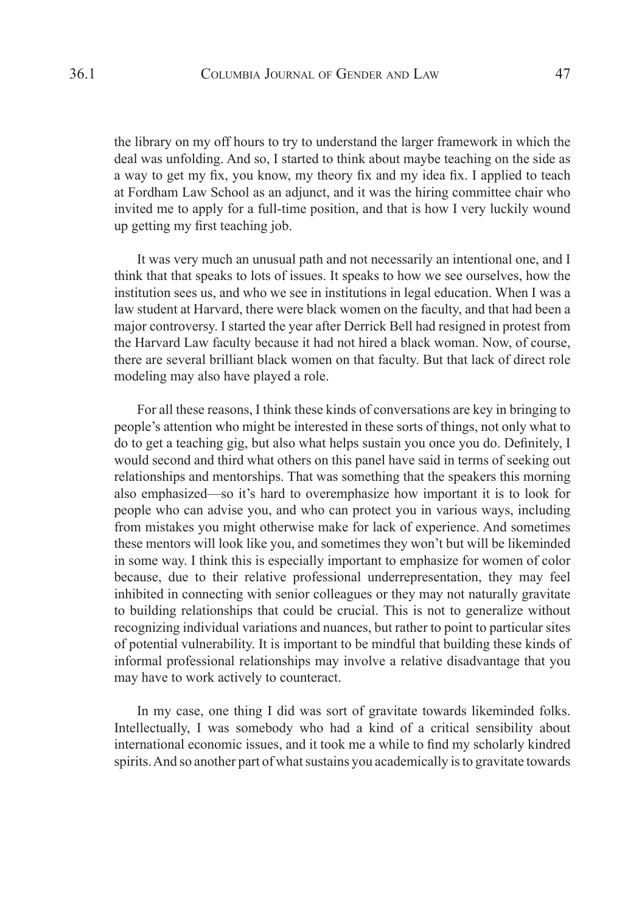the library on my off hours to try to understand the larger framework in which the deal was unfolding. And so, I started to think about maybe teaching on the side as a way to get my fix, you know, my theory fix and my idea fix. I applied to teach at Fordham Law School as an adjunct, and it was the hiring committee chair who invited me to apply for a full-time position, and that is how I very luckily wound up getting my first teaching job.

It was very much an unusual path and not necessarily an intentional one, and I think that that speaks to lots of issues. It speaks to how we see ourselves, how the institution sees us, and who we see in institutions in legal education. When I was a law student at Harvard, there were black women on the faculty, and that had been a major controversy. I started the year after Derrick Bell had resigned in protest from the Harvard Law faculty because it had not hired a black woman. Now, of course, there are several brilliant black women on that faculty. But that lack of direct role modeling may also have played a role.

For all these reasons, I think these kinds of conversations are key in bringing to people's attention who might be interested in these sorts of things, not only what to do to get a teaching gig, but also what helps sustain you once you do. Definitely, I would second and third what others on this panel have said in terms of seeking out relationships and mentorships. That was something that the speakers this morning also emphasized—so it's hard to overemphasize how important it is to look for people who can advise you, and who can protect you in various ways, including from mistakes you might otherwise make for lack of experience. And sometimes these mentors will look like you, and sometimes they won't but will be likeminded in some way. I think this is especially important to emphasize for women of color because, due to their relative professional underrepresentation, they may feel inhibited in connecting with senior colleagues or they may not naturally gravitate to building relationships that could be crucial. This is not to generalize without recognizing individual variations and nuances, but rather to point to particular sites of potential vulnerability. It is important to be mindful that building these kinds of informal professional relationships may involve a relative disadvantage that you may have to work actively to counteract.

In my case, one thing I did was sort of gravitate towards likeminded folks. Intellectually, I was somebody who had a kind of a critical sensibility about international economic issues, and it took me a while to find my scholarly kindred spirits. And so another part of what sustains you academically is to gravitate towards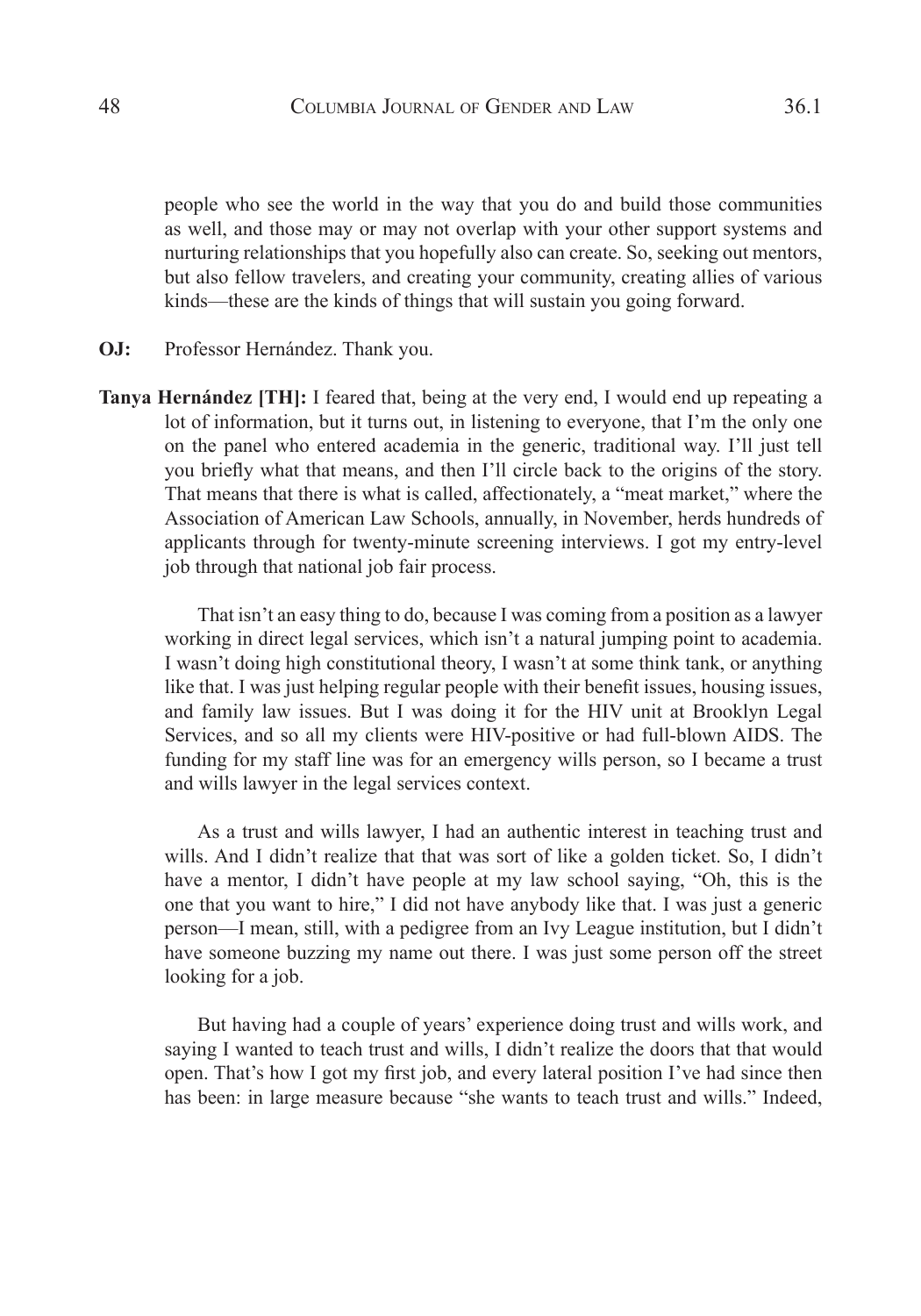people who see the world in the way that you do and build those communities as well, and those may or may not overlap with your other support systems and nurturing relationships that you hopefully also can create. So, seeking out mentors, but also fellow travelers, and creating your community, creating allies of various kinds—these are the kinds of things that will sustain you going forward.

**OJ:** Professor Hernández. Thank you.

**Tanya Hernández [TH]:** I feared that, being at the very end, I would end up repeating a lot of information, but it turns out, in listening to everyone, that I'm the only one on the panel who entered academia in the generic, traditional way. I'll just tell you briefly what that means, and then I'll circle back to the origins of the story. That means that there is what is called, affectionately, a "meat market," where the Association of American Law Schools, annually, in November, herds hundreds of applicants through for twenty-minute screening interviews. I got my entry-level job through that national job fair process.

That isn't an easy thing to do, because I was coming from a position as a lawyer working in direct legal services, which isn't a natural jumping point to academia. I wasn't doing high constitutional theory, I wasn't at some think tank, or anything like that. I was just helping regular people with their benefit issues, housing issues, and family law issues. But I was doing it for the HIV unit at Brooklyn Legal Services, and so all my clients were HIV-positive or had full-blown AIDS. The funding for my staff line was for an emergency wills person, so I became a trust and wills lawyer in the legal services context.

As a trust and wills lawyer, I had an authentic interest in teaching trust and wills. And I didn't realize that that was sort of like a golden ticket. So, I didn't have a mentor, I didn't have people at my law school saying, "Oh, this is the one that you want to hire," I did not have anybody like that. I was just a generic person—I mean, still, with a pedigree from an Ivy League institution, but I didn't have someone buzzing my name out there. I was just some person off the street looking for a job.

But having had a couple of years' experience doing trust and wills work, and saying I wanted to teach trust and wills, I didn't realize the doors that that would open. That's how I got my first job, and every lateral position I've had since then has been: in large measure because "she wants to teach trust and wills." Indeed,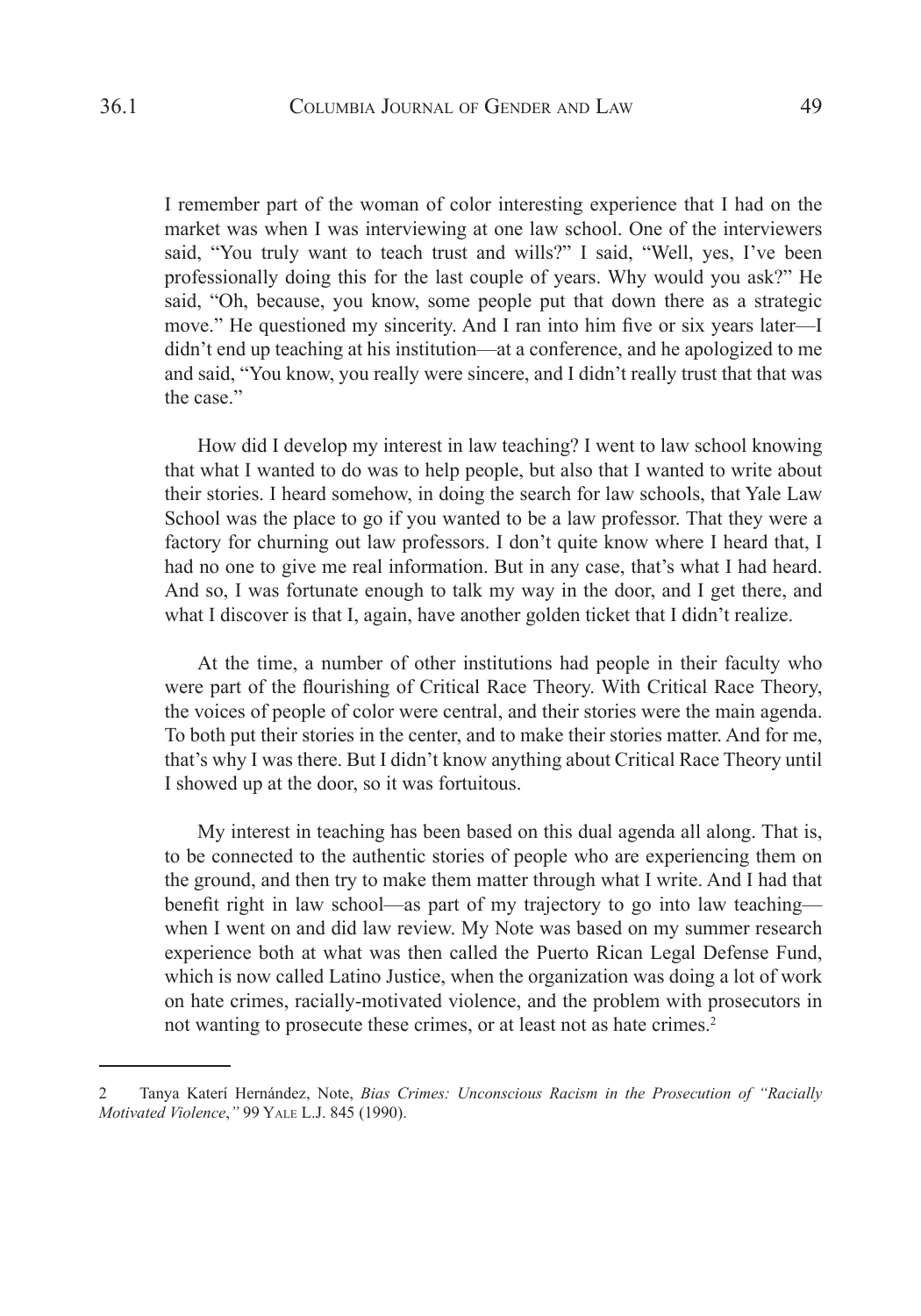I remember part of the woman of color interesting experience that I had on the market was when I was interviewing at one law school. One of the interviewers said, "You truly want to teach trust and wills?" I said, "Well, yes, I've been professionally doing this for the last couple of years. Why would you ask?" He said, "Oh, because, you know, some people put that down there as a strategic move." He questioned my sincerity. And I ran into him five or six years later—I didn't end up teaching at his institution—at a conference, and he apologized to me and said, "You know, you really were sincere, and I didn't really trust that that was the case."

How did I develop my interest in law teaching? I went to law school knowing that what I wanted to do was to help people, but also that I wanted to write about their stories. I heard somehow, in doing the search for law schools, that Yale Law School was the place to go if you wanted to be a law professor. That they were a factory for churning out law professors. I don't quite know where I heard that, I had no one to give me real information. But in any case, that's what I had heard. And so, I was fortunate enough to talk my way in the door, and I get there, and what I discover is that I, again, have another golden ticket that I didn't realize.

At the time, a number of other institutions had people in their faculty who were part of the flourishing of Critical Race Theory. With Critical Race Theory, the voices of people of color were central, and their stories were the main agenda. To both put their stories in the center, and to make their stories matter. And for me, that's why I was there. But I didn't know anything about Critical Race Theory until I showed up at the door, so it was fortuitous.

My interest in teaching has been based on this dual agenda all along. That is, to be connected to the authentic stories of people who are experiencing them on the ground, and then try to make them matter through what I write. And I had that benefit right in law school—as part of my trajectory to go into law teaching—when I went on and did law review. My Note was based on my summer research experience both at what was then called the Puerto Rican Legal Defense Fund, which is now called Latino Justice, when the organization was doing a lot of work on hate crimes, racially-motivated violence, and the problem with prosecutors in not wanting to prosecute these crimes, or at least not as hate crimes.[2]

---

2 Tanya Katerí Hernández, Note, *Bias Crimes: Unconscious Racism in the Prosecution of "Racially Motivated Violence*,*"* 99 Yale L.J. 845 (1990).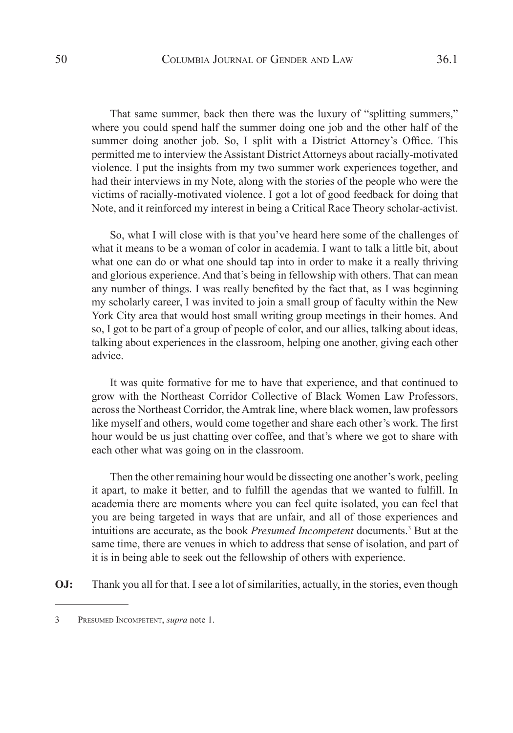That same summer, back then there was the luxury of "splitting summers," where you could spend half the summer doing one job and the other half of the summer doing another job. So, I split with a District Attorney's Office. This permitted me to interview the Assistant District Attorneys about racially-motivated violence. I put the insights from my two summer work experiences together, and had their interviews in my Note, along with the stories of the people who were the victims of racially-motivated violence. I got a lot of good feedback for doing that Note, and it reinforced my interest in being a Critical Race Theory scholar-activist.

So, what I will close with is that you've heard here some of the challenges of what it means to be a woman of color in academia. I want to talk a little bit, about what one can do or what one should tap into in order to make it a really thriving and glorious experience. And that's being in fellowship with others. That can mean any number of things. I was really benefited by the fact that, as I was beginning my scholarly career, I was invited to join a small group of faculty within the New York City area that would host small writing group meetings in their homes. And so, I got to be part of a group of people of color, and our allies, talking about ideas, talking about experiences in the classroom, helping one another, giving each other advice.

It was quite formative for me to have that experience, and that continued to grow with the Northeast Corridor Collective of Black Women Law Professors, across the Northeast Corridor, the Amtrak line, where black women, law professors like myself and others, would come together and share each other's work. The first hour would be us just chatting over coffee, and that's where we got to share with each other what was going on in the classroom.

Then the other remaining hour would be dissecting one another's work, peeling it apart, to make it better, and to fulfill the agendas that we wanted to fulfill. In academia there are moments where you can feel quite isolated, you can feel that you are being targeted in ways that are unfair, and all of those experiences and intuitions are accurate, as the book *Presumed Incompetent* documents.[3] But at the same time, there are venues in which to address that sense of isolation, and part of it is in being able to seek out the fellowship of others with experience.

**OJ:** Thank you all for that. I see a lot of similarities, actually, in the stories, even though

---

3 Presumed Incompetent, *supra* note 1.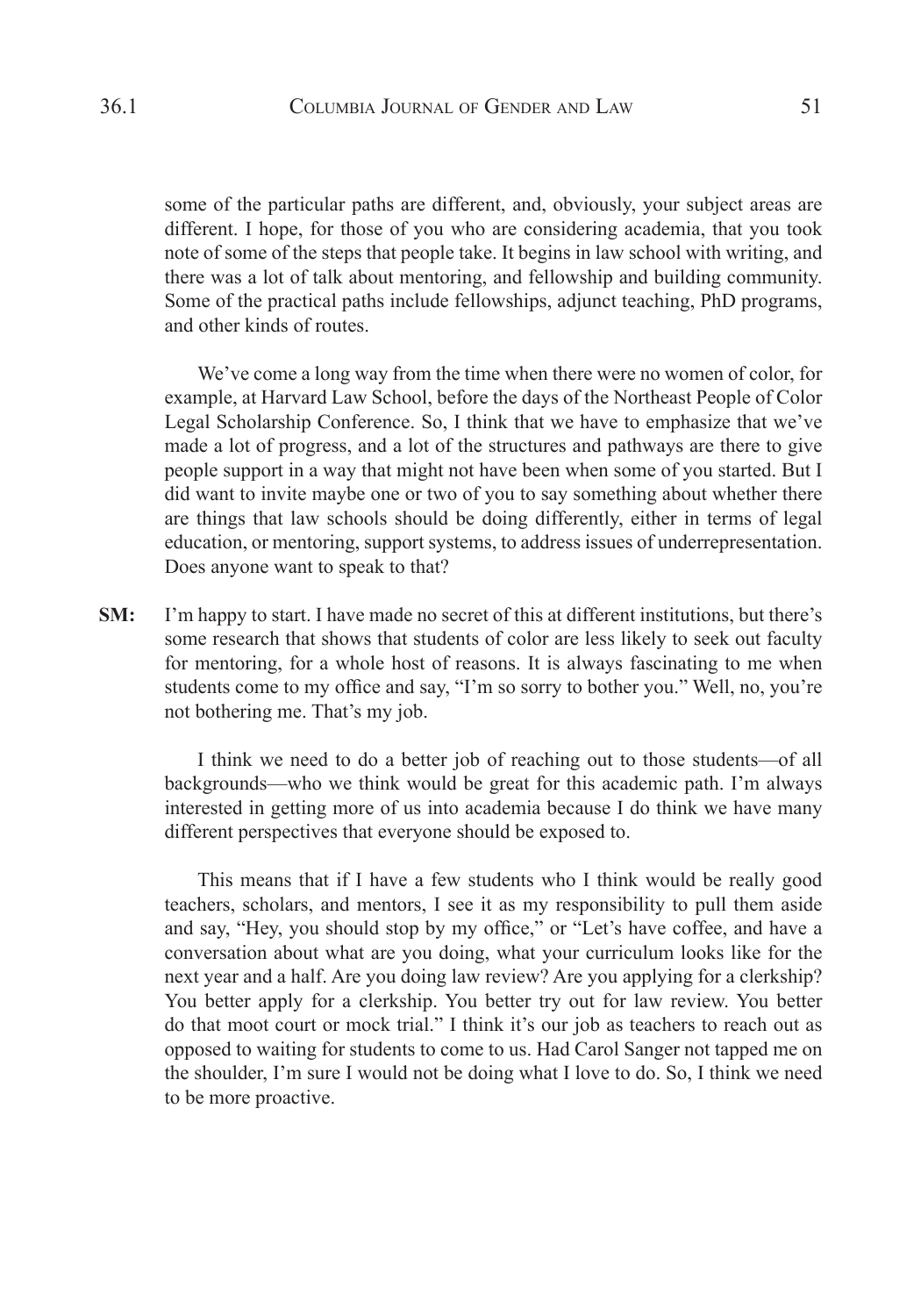some of the particular paths are different, and, obviously, your subject areas are different. I hope, for those of you who are considering academia, that you took note of some of the steps that people take. It begins in law school with writing, and there was a lot of talk about mentoring, and fellowship and building community. Some of the practical paths include fellowships, adjunct teaching, PhD programs, and other kinds of routes.

We've come a long way from the time when there were no women of color, for example, at Harvard Law School, before the days of the Northeast People of Color Legal Scholarship Conference. So, I think that we have to emphasize that we've made a lot of progress, and a lot of the structures and pathways are there to give people support in a way that might not have been when some of you started. But I did want to invite maybe one or two of you to say something about whether there are things that law schools should be doing differently, either in terms of legal education, or mentoring, support systems, to address issues of underrepresentation. Does anyone want to speak to that?

**SM:** I'm happy to start. I have made no secret of this at different institutions, but there's some research that shows that students of color are less likely to seek out faculty for mentoring, for a whole host of reasons. It is always fascinating to me when students come to my office and say, "I'm so sorry to bother you." Well, no, you're not bothering me. That's my job.

I think we need to do a better job of reaching out to those students—of all backgrounds—who we think would be great for this academic path. I'm always interested in getting more of us into academia because I do think we have many different perspectives that everyone should be exposed to.

This means that if I have a few students who I think would be really good teachers, scholars, and mentors, I see it as my responsibility to pull them aside and say, "Hey, you should stop by my office," or "Let's have coffee, and have a conversation about what are you doing, what your curriculum looks like for the next year and a half. Are you doing law review? Are you applying for a clerkship? You better apply for a clerkship. You better try out for law review. You better do that moot court or mock trial." I think it's our job as teachers to reach out as opposed to waiting for students to come to us. Had Carol Sanger not tapped me on the shoulder, I'm sure I would not be doing what I love to do. So, I think we need to be more proactive.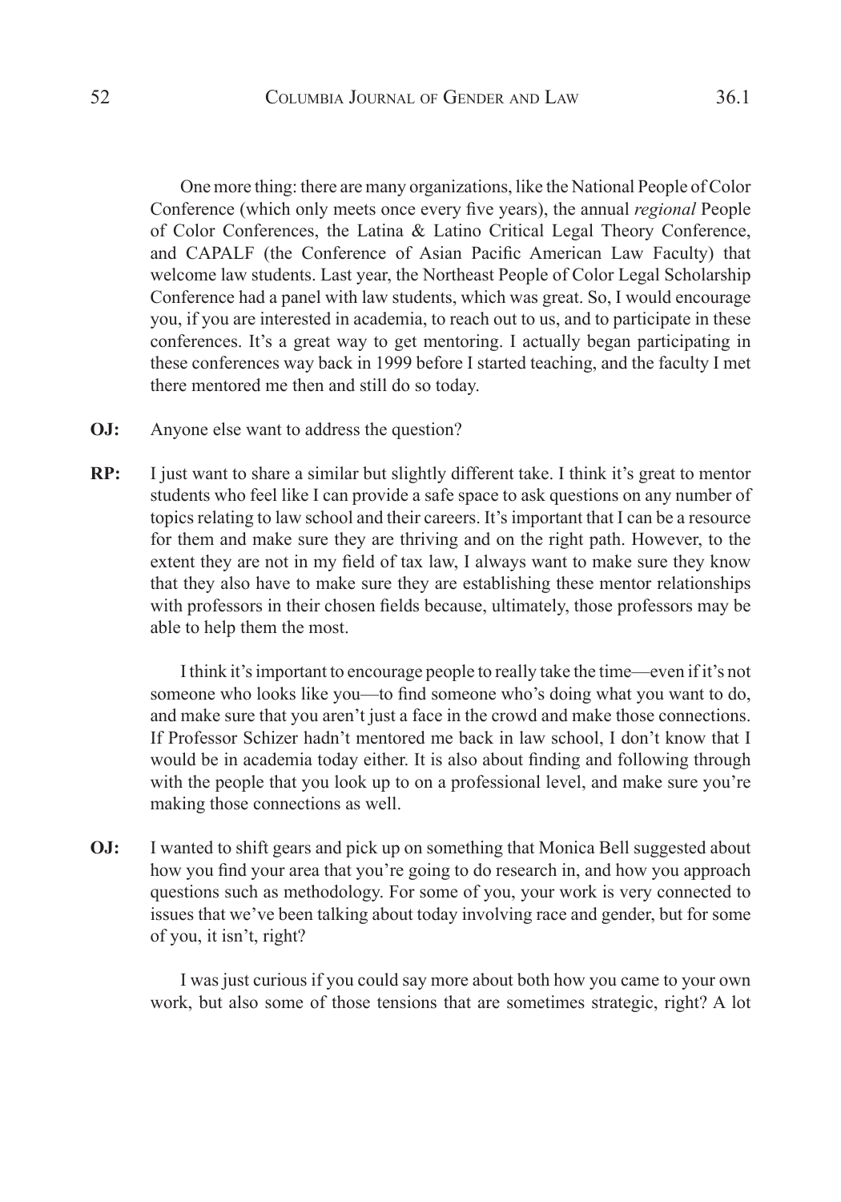One more thing: there are many organizations, like the National People of Color Conference (which only meets once every five years), the annual *regional* People of Color Conferences, the Latina & Latino Critical Legal Theory Conference, and CAPALF (the Conference of Asian Pacific American Law Faculty) that welcome law students. Last year, the Northeast People of Color Legal Scholarship Conference had a panel with law students, which was great. So, I would encourage you, if you are interested in academia, to reach out to us, and to participate in these conferences. It's a great way to get mentoring. I actually began participating in these conferences way back in 1999 before I started teaching, and the faculty I met there mentored me then and still do so today.

**OJ:** Anyone else want to address the question?

**RP:** I just want to share a similar but slightly different take. I think it's great to mentor students who feel like I can provide a safe space to ask questions on any number of topics relating to law school and their careers. It's important that I can be a resource for them and make sure they are thriving and on the right path. However, to the extent they are not in my field of tax law, I always want to make sure they know that they also have to make sure they are establishing these mentor relationships with professors in their chosen fields because, ultimately, those professors may be able to help them the most.

I think it's important to encourage people to really take the time—even if it's not someone who looks like you—to find someone who's doing what you want to do, and make sure that you aren't just a face in the crowd and make those connections. If Professor Schizer hadn't mentored me back in law school, I don't know that I would be in academia today either. It is also about finding and following through with the people that you look up to on a professional level, and make sure you're making those connections as well.

**OJ:** I wanted to shift gears and pick up on something that Monica Bell suggested about how you find your area that you're going to do research in, and how you approach questions such as methodology. For some of you, your work is very connected to issues that we've been talking about today involving race and gender, but for some of you, it isn't, right?

I was just curious if you could say more about both how you came to your own work, but also some of those tensions that are sometimes strategic, right? A lot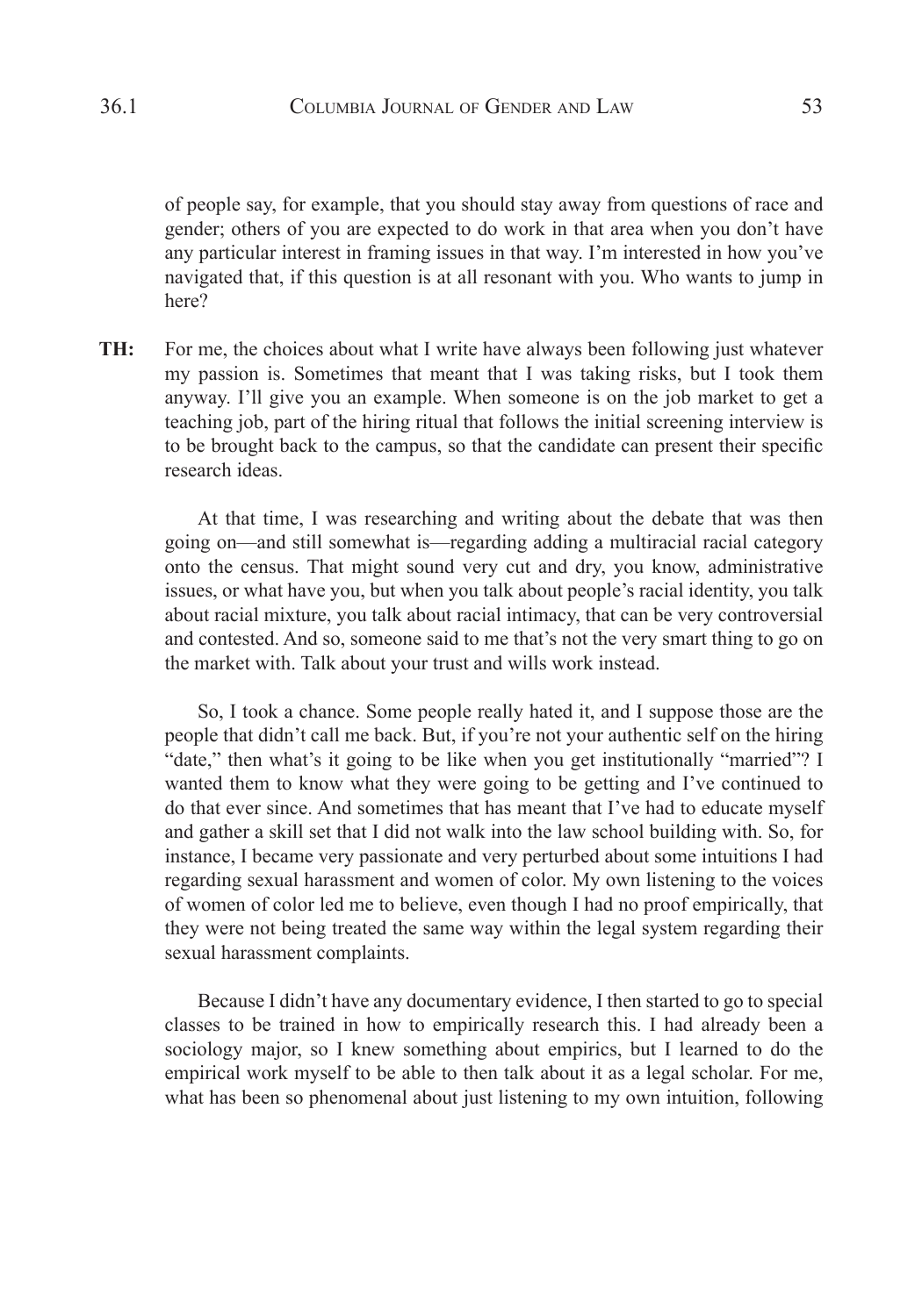of people say, for example, that you should stay away from questions of race and gender; others of you are expected to do work in that area when you don't have any particular interest in framing issues in that way. I'm interested in how you've navigated that, if this question is at all resonant with you. Who wants to jump in here?

**TH:** For me, the choices about what I write have always been following just whatever my passion is. Sometimes that meant that I was taking risks, but I took them anyway. I'll give you an example. When someone is on the job market to get a teaching job, part of the hiring ritual that follows the initial screening interview is to be brought back to the campus, so that the candidate can present their specific research ideas.

At that time, I was researching and writing about the debate that was then going on—and still somewhat is—regarding adding a multiracial racial category onto the census. That might sound very cut and dry, you know, administrative issues, or what have you, but when you talk about people's racial identity, you talk about racial mixture, you talk about racial intimacy, that can be very controversial and contested. And so, someone said to me that's not the very smart thing to go on the market with. Talk about your trust and wills work instead.

So, I took a chance. Some people really hated it, and I suppose those are the people that didn't call me back. But, if you're not your authentic self on the hiring "date," then what's it going to be like when you get institutionally "married"? I wanted them to know what they were going to be getting and I've continued to do that ever since. And sometimes that has meant that I've had to educate myself and gather a skill set that I did not walk into the law school building with. So, for instance, I became very passionate and very perturbed about some intuitions I had regarding sexual harassment and women of color. My own listening to the voices of women of color led me to believe, even though I had no proof empirically, that they were not being treated the same way within the legal system regarding their sexual harassment complaints.

Because I didn't have any documentary evidence, I then started to go to special classes to be trained in how to empirically research this. I had already been a sociology major, so I knew something about empirics, but I learned to do the empirical work myself to be able to then talk about it as a legal scholar. For me, what has been so phenomenal about just listening to my own intuition, following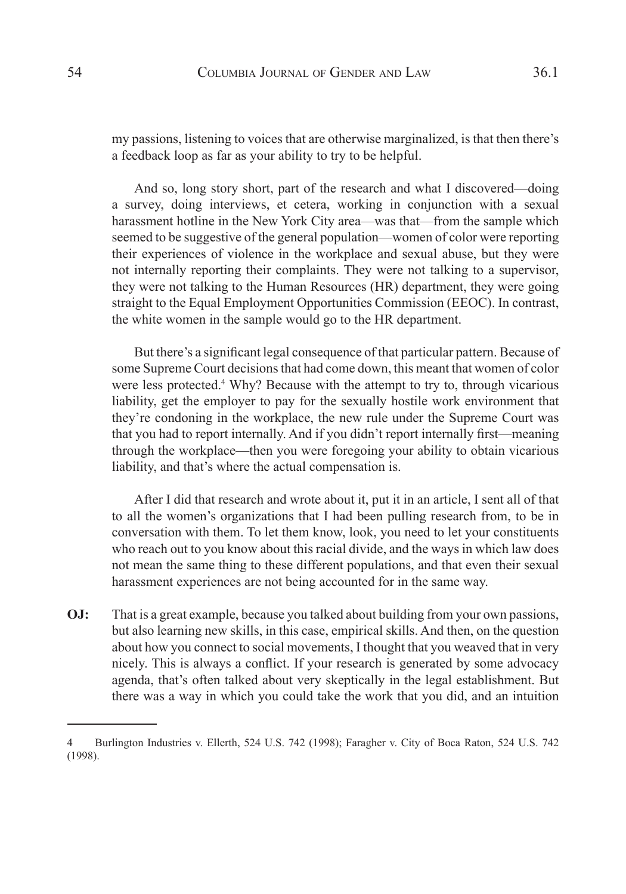my passions, listening to voices that are otherwise marginalized, is that then there's a feedback loop as far as your ability to try to be helpful.

And so, long story short, part of the research and what I discovered—doing a survey, doing interviews, et cetera, working in conjunction with a sexual harassment hotline in the New York City area—was that—from the sample which seemed to be suggestive of the general population—women of color were reporting their experiences of violence in the workplace and sexual abuse, but they were not internally reporting their complaints. They were not talking to a supervisor, they were not talking to the Human Resources (HR) department, they were going straight to the Equal Employment Opportunities Commission (EEOC). In contrast, the white women in the sample would go to the HR department.

But there's a significant legal consequence of that particular pattern. Because of some Supreme Court decisions that had come down, this meant that women of color were less protected.[4] Why? Because with the attempt to try to, through vicarious liability, get the employer to pay for the sexually hostile work environment that they're condoning in the workplace, the new rule under the Supreme Court was that you had to report internally. And if you didn't report internally first—meaning through the workplace—then you were foregoing your ability to obtain vicarious liability, and that's where the actual compensation is.

After I did that research and wrote about it, put it in an article, I sent all of that to all the women's organizations that I had been pulling research from, to be in conversation with them. To let them know, look, you need to let your constituents who reach out to you know about this racial divide, and the ways in which law does not mean the same thing to these different populations, and that even their sexual harassment experiences are not being accounted for in the same way.

**OJ:** That is a great example, because you talked about building from your own passions, but also learning new skills, in this case, empirical skills. And then, on the question about how you connect to social movements, I thought that you weaved that in very nicely. This is always a conflict. If your research is generated by some advocacy agenda, that's often talked about very skeptically in the legal establishment. But there was a way in which you could take the work that you did, and an intuition

---

4 Burlington Industries v. Ellerth, 524 U.S. 742 (1998); Faragher v. City of Boca Raton, 524 U.S. 742 (1998).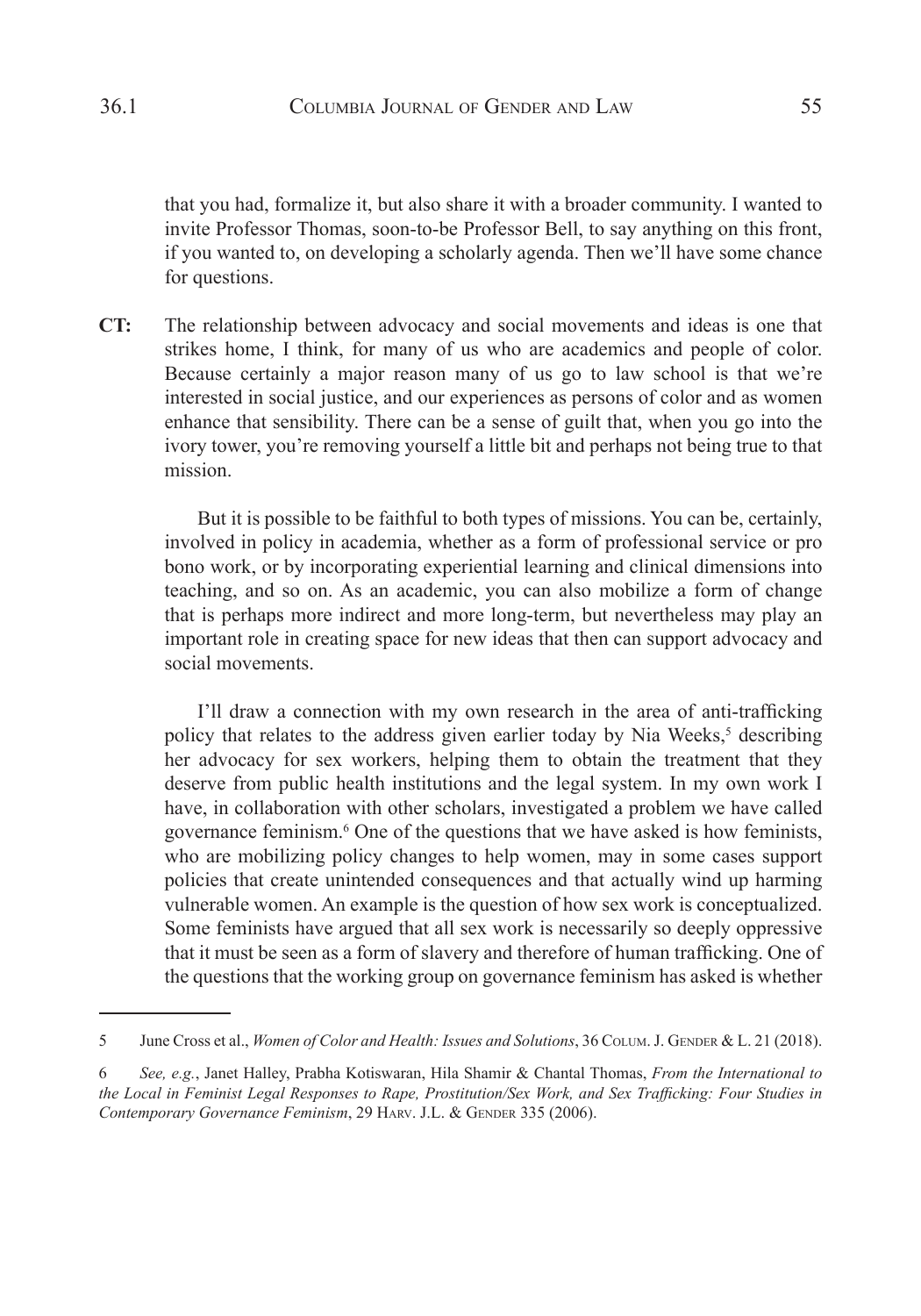that you had, formalize it, but also share it with a broader community. I wanted to invite Professor Thomas, soon-to-be Professor Bell, to say anything on this front, if you wanted to, on developing a scholarly agenda. Then we'll have some chance for questions.

**CT:** The relationship between advocacy and social movements and ideas is one that strikes home, I think, for many of us who are academics and people of color. Because certainly a major reason many of us go to law school is that we're interested in social justice, and our experiences as persons of color and as women enhance that sensibility. There can be a sense of guilt that, when you go into the ivory tower, you're removing yourself a little bit and perhaps not being true to that mission.

But it is possible to be faithful to both types of missions. You can be, certainly, involved in policy in academia, whether as a form of professional service or pro bono work, or by incorporating experiential learning and clinical dimensions into teaching, and so on. As an academic, you can also mobilize a form of change that is perhaps more indirect and more long-term, but nevertheless may play an important role in creating space for new ideas that then can support advocacy and social movements.

I'll draw a connection with my own research in the area of anti-trafficking policy that relates to the address given earlier today by Nia Weeks,[5] describing her advocacy for sex workers, helping them to obtain the treatment that they deserve from public health institutions and the legal system. In my own work I have, in collaboration with other scholars, investigated a problem we have called governance feminism.[6] One of the questions that we have asked is how feminists, who are mobilizing policy changes to help women, may in some cases support policies that create unintended consequences and that actually wind up harming vulnerable women. An example is the question of how sex work is conceptualized. Some feminists have argued that all sex work is necessarily so deeply oppressive that it must be seen as a form of slavery and therefore of human trafficking. One of the questions that the working group on governance feminism has asked is whether

---

5 June Cross et al., *Women of Color and Health: Issues and Solutions*, 36 Colum. J. Gender & L. 21 (2018).

6 *See, e.g.*, Janet Halley, Prabha Kotiswaran, Hila Shamir & Chantal Thomas, *From the International to the Local in Feminist Legal Responses to Rape, Prostitution/Sex Work, and Sex Trafficking: Four Studies in Contemporary Governance Feminism*, 29 Harv. J.L. & Gender 335 (2006).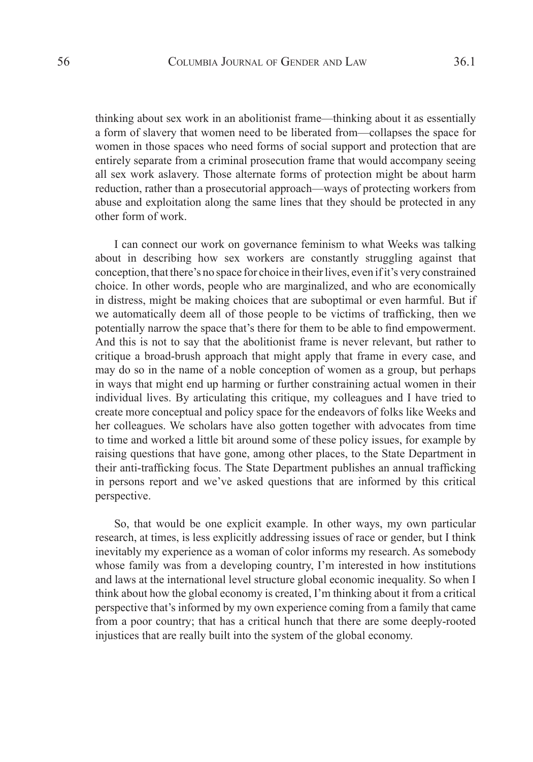thinking about sex work in an abolitionist frame—thinking about it as essentially a form of slavery that women need to be liberated from—collapses the space for women in those spaces who need forms of social support and protection that are entirely separate from a criminal prosecution frame that would accompany seeing all sex work aslavery. Those alternate forms of protection might be about harm reduction, rather than a prosecutorial approach—ways of protecting workers from abuse and exploitation along the same lines that they should be protected in any other form of work.

I can connect our work on governance feminism to what Weeks was talking about in describing how sex workers are constantly struggling against that conception, that there's no space for choice in their lives, even if it's very constrained choice. In other words, people who are marginalized, and who are economically in distress, might be making choices that are suboptimal or even harmful. But if we automatically deem all of those people to be victims of trafficking, then we potentially narrow the space that's there for them to be able to find empowerment. And this is not to say that the abolitionist frame is never relevant, but rather to critique a broad-brush approach that might apply that frame in every case, and may do so in the name of a noble conception of women as a group, but perhaps in ways that might end up harming or further constraining actual women in their individual lives. By articulating this critique, my colleagues and I have tried to create more conceptual and policy space for the endeavors of folks like Weeks and her colleagues. We scholars have also gotten together with advocates from time to time and worked a little bit around some of these policy issues, for example by raising questions that have gone, among other places, to the State Department in their anti-trafficking focus. The State Department publishes an annual trafficking in persons report and we've asked questions that are informed by this critical perspective.

So, that would be one explicit example. In other ways, my own particular research, at times, is less explicitly addressing issues of race or gender, but I think inevitably my experience as a woman of color informs my research. As somebody whose family was from a developing country, I'm interested in how institutions and laws at the international level structure global economic inequality. So when I think about how the global economy is created, I'm thinking about it from a critical perspective that's informed by my own experience coming from a family that came from a poor country; that has a critical hunch that there are some deeply-rooted injustices that are really built into the system of the global economy.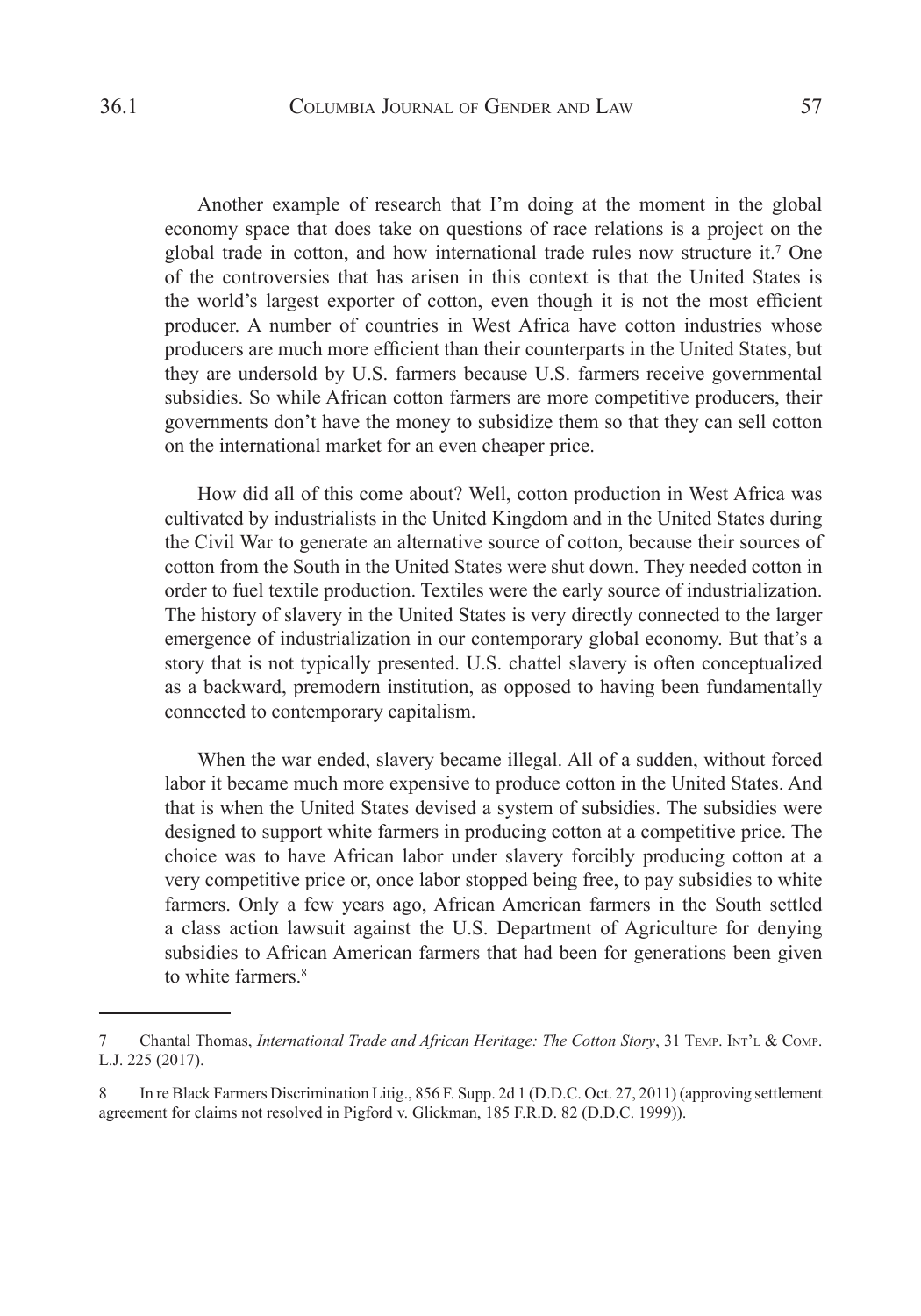Another example of research that I'm doing at the moment in the global economy space that does take on questions of race relations is a project on the global trade in cotton, and how international trade rules now structure it.[7] One of the controversies that has arisen in this context is that the United States is the world's largest exporter of cotton, even though it is not the most efficient producer. A number of countries in West Africa have cotton industries whose producers are much more efficient than their counterparts in the United States, but they are undersold by U.S. farmers because U.S. farmers receive governmental subsidies. So while African cotton farmers are more competitive producers, their governments don't have the money to subsidize them so that they can sell cotton on the international market for an even cheaper price.

How did all of this come about? Well, cotton production in West Africa was cultivated by industrialists in the United Kingdom and in the United States during the Civil War to generate an alternative source of cotton, because their sources of cotton from the South in the United States were shut down. They needed cotton in order to fuel textile production. Textiles were the early source of industrialization. The history of slavery in the United States is very directly connected to the larger emergence of industrialization in our contemporary global economy. But that's a story that is not typically presented. U.S. chattel slavery is often conceptualized as a backward, premodern institution, as opposed to having been fundamentally connected to contemporary capitalism.

When the war ended, slavery became illegal. All of a sudden, without forced labor it became much more expensive to produce cotton in the United States. And that is when the United States devised a system of subsidies. The subsidies were designed to support white farmers in producing cotton at a competitive price. The choice was to have African labor under slavery forcibly producing cotton at a very competitive price or, once labor stopped being free, to pay subsidies to white farmers. Only a few years ago, African American farmers in the South settled a class action lawsuit against the U.S. Department of Agriculture for denying subsidies to African American farmers that had been for generations been given to white farmers.[8]

---

7 Chantal Thomas, *International Trade and African Heritage: The Cotton Story*, 31 Temp. Int'l & Comp. L.J. 225 (2017).

8 In re Black Farmers Discrimination Litig., 856 F. Supp. 2d 1 (D.D.C. Oct. 27, 2011) (approving settlement agreement for claims not resolved in Pigford v. Glickman, 185 F.R.D. 82 (D.D.C. 1999)).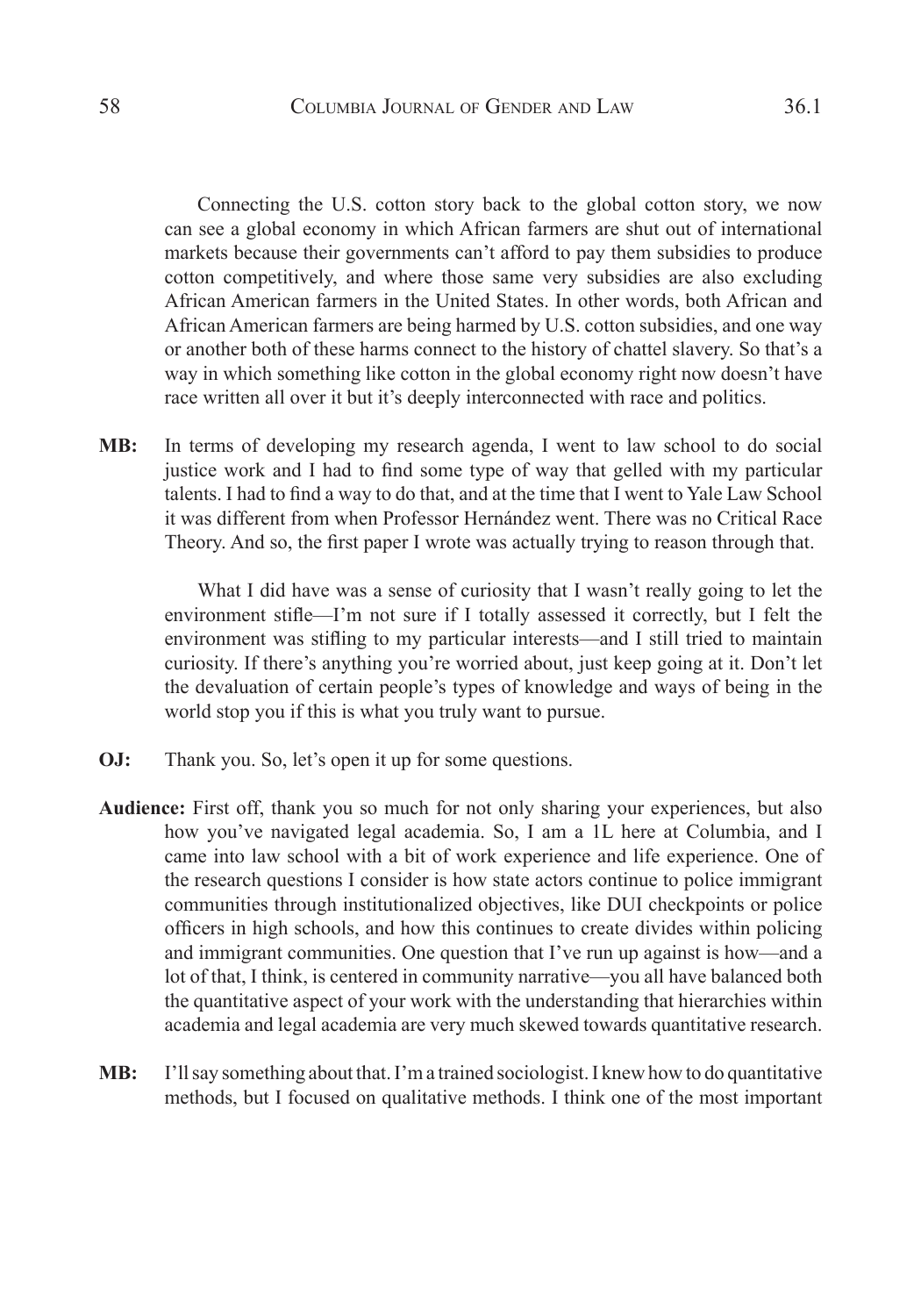Connecting the U.S. cotton story back to the global cotton story, we now can see a global economy in which African farmers are shut out of international markets because their governments can't afford to pay them subsidies to produce cotton competitively, and where those same very subsidies are also excluding African American farmers in the United States. In other words, both African and African American farmers are being harmed by U.S. cotton subsidies, and one way or another both of these harms connect to the history of chattel slavery. So that's a way in which something like cotton in the global economy right now doesn't have race written all over it but it's deeply interconnected with race and politics.

**MB:** In terms of developing my research agenda, I went to law school to do social justice work and I had to find some type of way that gelled with my particular talents. I had to find a way to do that, and at the time that I went to Yale Law School it was different from when Professor Hernández went. There was no Critical Race Theory. And so, the first paper I wrote was actually trying to reason through that.

What I did have was a sense of curiosity that I wasn't really going to let the environment stifle—I'm not sure if I totally assessed it correctly, but I felt the environment was stifling to my particular interests—and I still tried to maintain curiosity. If there's anything you're worried about, just keep going at it. Don't let the devaluation of certain people's types of knowledge and ways of being in the world stop you if this is what you truly want to pursue.

**OJ:** Thank you. So, let's open it up for some questions.

**Audience:** First off, thank you so much for not only sharing your experiences, but also how you've navigated legal academia. So, I am a 1L here at Columbia, and I came into law school with a bit of work experience and life experience. One of the research questions I consider is how state actors continue to police immigrant communities through institutionalized objectives, like DUI checkpoints or police officers in high schools, and how this continues to create divides within policing and immigrant communities. One question that I've run up against is how—and a lot of that, I think, is centered in community narrative—you all have balanced both the quantitative aspect of your work with the understanding that hierarchies within academia and legal academia are very much skewed towards quantitative research.

**MB:** I'll say something about that. I'm a trained sociologist. I knew how to do quantitative methods, but I focused on qualitative methods. I think one of the most important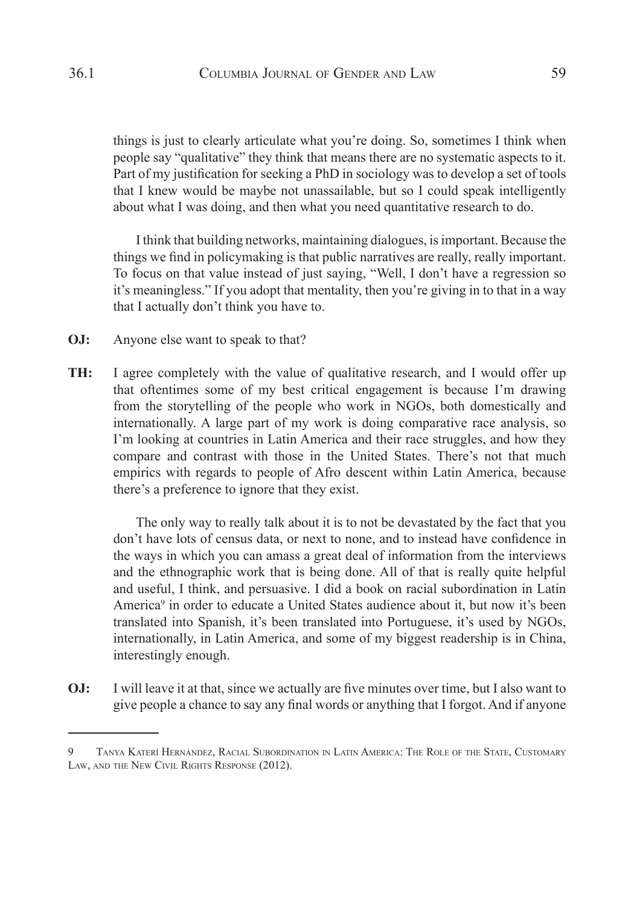things is just to clearly articulate what you're doing. So, sometimes I think when people say "qualitative" they think that means there are no systematic aspects to it. Part of my justification for seeking a PhD in sociology was to develop a set of tools that I knew would be maybe not unassailable, but so I could speak intelligently about what I was doing, and then what you need quantitative research to do.

I think that building networks, maintaining dialogues, is important. Because the things we find in policymaking is that public narratives are really, really important. To focus on that value instead of just saying, "Well, I don't have a regression so it's meaningless." If you adopt that mentality, then you're giving in to that in a way that I actually don't think you have to.

**OJ:** Anyone else want to speak to that?

**TH:** I agree completely with the value of qualitative research, and I would offer up that oftentimes some of my best critical engagement is because I'm drawing from the storytelling of the people who work in NGOs, both domestically and internationally. A large part of my work is doing comparative race analysis, so I'm looking at countries in Latin America and their race struggles, and how they compare and contrast with those in the United States. There's not that much empirics with regards to people of Afro descent within Latin America, because there's a preference to ignore that they exist.

The only way to really talk about it is to not be devastated by the fact that you don't have lots of census data, or next to none, and to instead have confidence in the ways in which you can amass a great deal of information from the interviews and the ethnographic work that is being done. All of that is really quite helpful and useful, I think, and persuasive. I did a book on racial subordination in Latin America[9] in order to educate a United States audience about it, but now it's been translated into Spanish, it's been translated into Portuguese, it's used by NGOs, internationally, in Latin America, and some of my biggest readership is in China, interestingly enough.

**OJ:** I will leave it at that, since we actually are five minutes over time, but I also want to give people a chance to say any final words or anything that I forgot. And if anyone

---

9 Tanya Katerí Hernández, Racial Subordination in Latin America: The Role of the State, Customary Law, and the New Civil Rights Response (2012).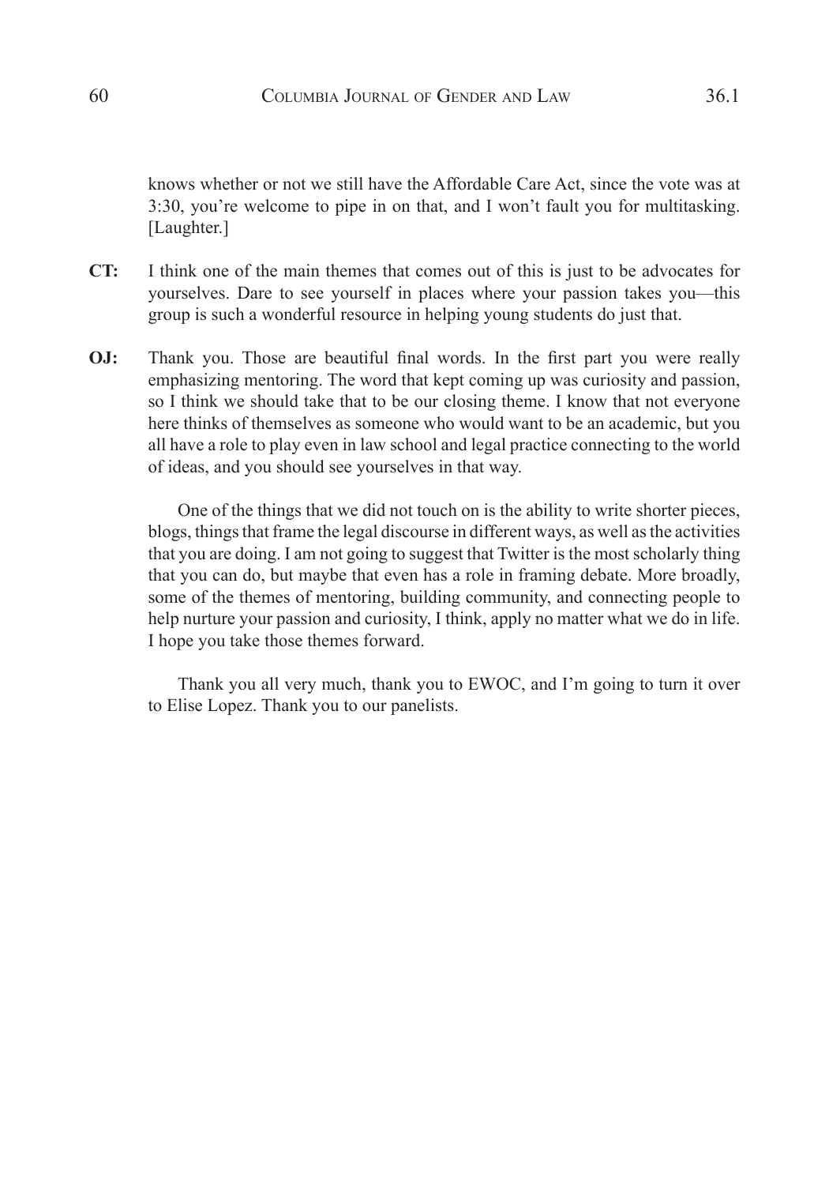knows whether or not we still have the Affordable Care Act, since the vote was at 3:30, you're welcome to pipe in on that, and I won't fault you for multitasking. [Laughter.]

**CT:** I think one of the main themes that comes out of this is just to be advocates for yourselves. Dare to see yourself in places where your passion takes you—this group is such a wonderful resource in helping young students do just that.

**OJ:** Thank you. Those are beautiful final words. In the first part you were really emphasizing mentoring. The word that kept coming up was curiosity and passion, so I think we should take that to be our closing theme. I know that not everyone here thinks of themselves as someone who would want to be an academic, but you all have a role to play even in law school and legal practice connecting to the world of ideas, and you should see yourselves in that way.

One of the things that we did not touch on is the ability to write shorter pieces, blogs, things that frame the legal discourse in different ways, as well as the activities that you are doing. I am not going to suggest that Twitter is the most scholarly thing that you can do, but maybe that even has a role in framing debate. More broadly, some of the themes of mentoring, building community, and connecting people to help nurture your passion and curiosity, I think, apply no matter what we do in life. I hope you take those themes forward.

Thank you all very much, thank you to EWOC, and I'm going to turn it over to Elise Lopez. Thank you to our panelists.